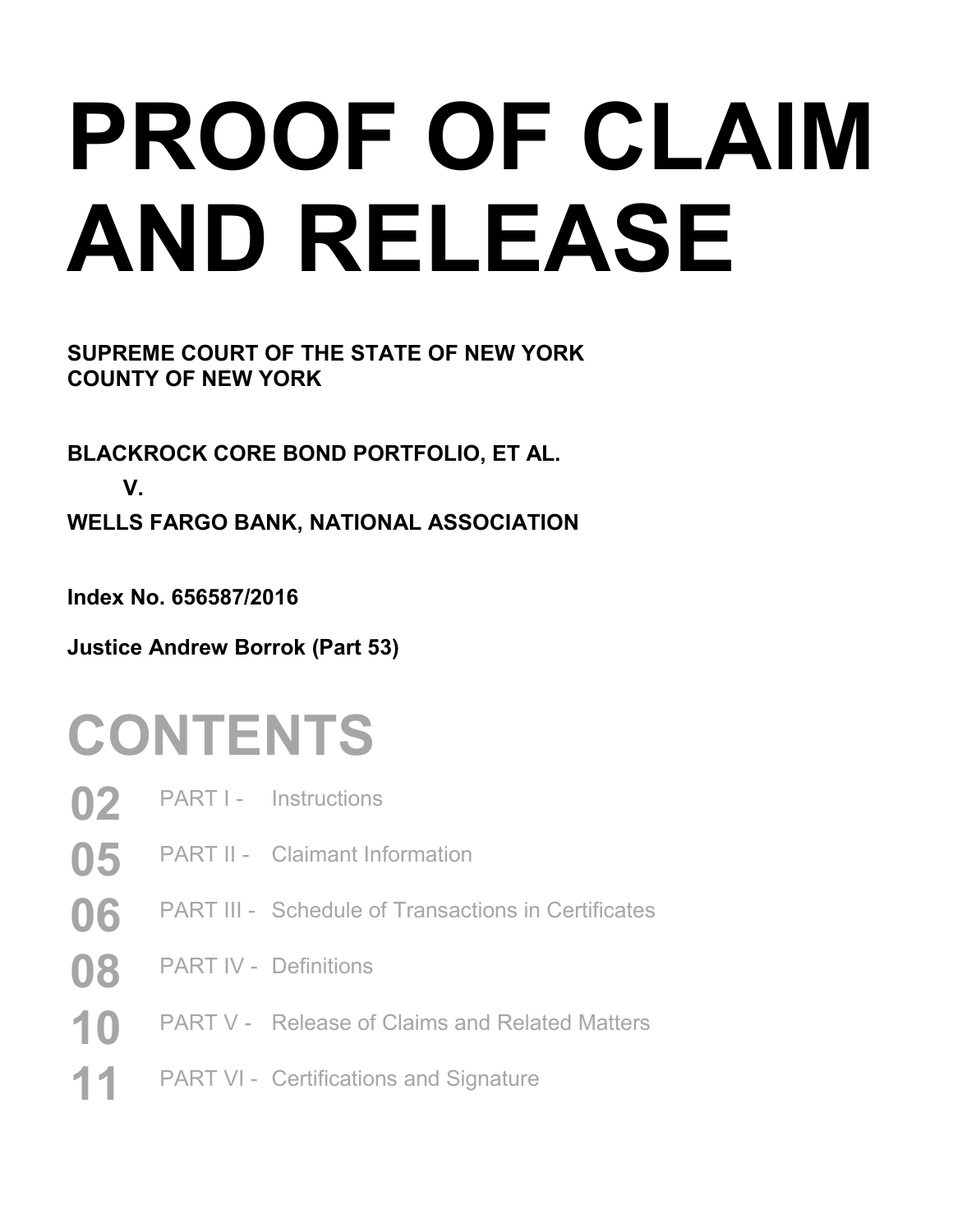# PROOF OF CLAIM AND RELEASE

**SUPREME COURT OF THE STATE OF NEW YORK**
**COUNTY OF NEW YORK**

**BLACKROCK CORE BOND PORTFOLIO, ET AL.**

**V.**

**WELLS FARGO BANK, NATIONAL ASSOCIATION**

**Index No. 656587/2016**

**Justice Andrew Borrok (Part 53)**

## CONTENTS

| | | |
|---|---|---|
| 02 | PART I - | Instructions |
| 05 | PART II - | Claimant Information |
| 06 | PART III - | Schedule of Transactions in Certificates |
| 08 | PART IV - | Definitions |
| 10 | PART V - | Release of Claims and Related Matters |
| 11 | PART VI - | Certifications and Signature |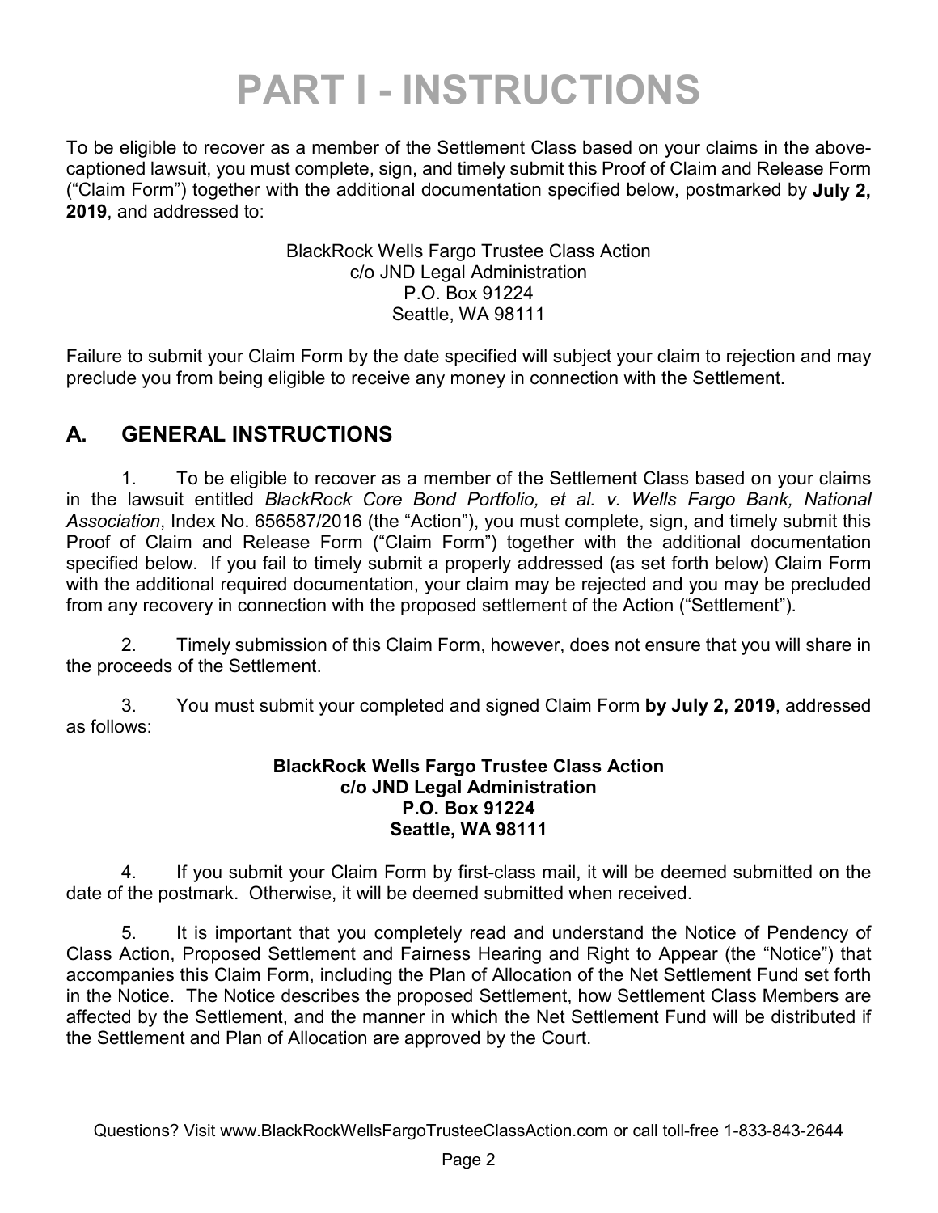# PART I - INSTRUCTIONS

To be eligible to recover as a member of the Settlement Class based on your claims in the above-captioned lawsuit, you must complete, sign, and timely submit this Proof of Claim and Release Form ("Claim Form") together with the additional documentation specified below, postmarked by **July 2, 2019**, and addressed to:

BlackRock Wells Fargo Trustee Class Action
c/o JND Legal Administration
P.O. Box 91224
Seattle, WA 98111

Failure to submit your Claim Form by the date specified will subject your claim to rejection and may preclude you from being eligible to receive any money in connection with the Settlement.

## A. GENERAL INSTRUCTIONS

1. To be eligible to recover as a member of the Settlement Class based on your claims in the lawsuit entitled *BlackRock Core Bond Portfolio, et al. v. Wells Fargo Bank, National Association*, Index No. 656587/2016 (the "Action"), you must complete, sign, and timely submit this Proof of Claim and Release Form ("Claim Form") together with the additional documentation specified below. If you fail to timely submit a properly addressed (as set forth below) Claim Form with the additional required documentation, your claim may be rejected and you may be precluded from any recovery in connection with the proposed settlement of the Action ("Settlement").

2. Timely submission of this Claim Form, however, does not ensure that you will share in the proceeds of the Settlement.

3. You must submit your completed and signed Claim Form **by July 2, 2019**, addressed as follows:

**BlackRock Wells Fargo Trustee Class Action**
**c/o JND Legal Administration**
**P.O. Box 91224**
**Seattle, WA 98111**

4. If you submit your Claim Form by first-class mail, it will be deemed submitted on the date of the postmark. Otherwise, it will be deemed submitted when received.

5. It is important that you completely read and understand the Notice of Pendency of Class Action, Proposed Settlement and Fairness Hearing and Right to Appear (the "Notice") that accompanies this Claim Form, including the Plan of Allocation of the Net Settlement Fund set forth in the Notice. The Notice describes the proposed Settlement, how Settlement Class Members are affected by the Settlement, and the manner in which the Net Settlement Fund will be distributed if the Settlement and Plan of Allocation are approved by the Court.

Questions? Visit www.BlackRockWellsFargoTrusteeClassAction.com or call toll-free 1-833-843-2644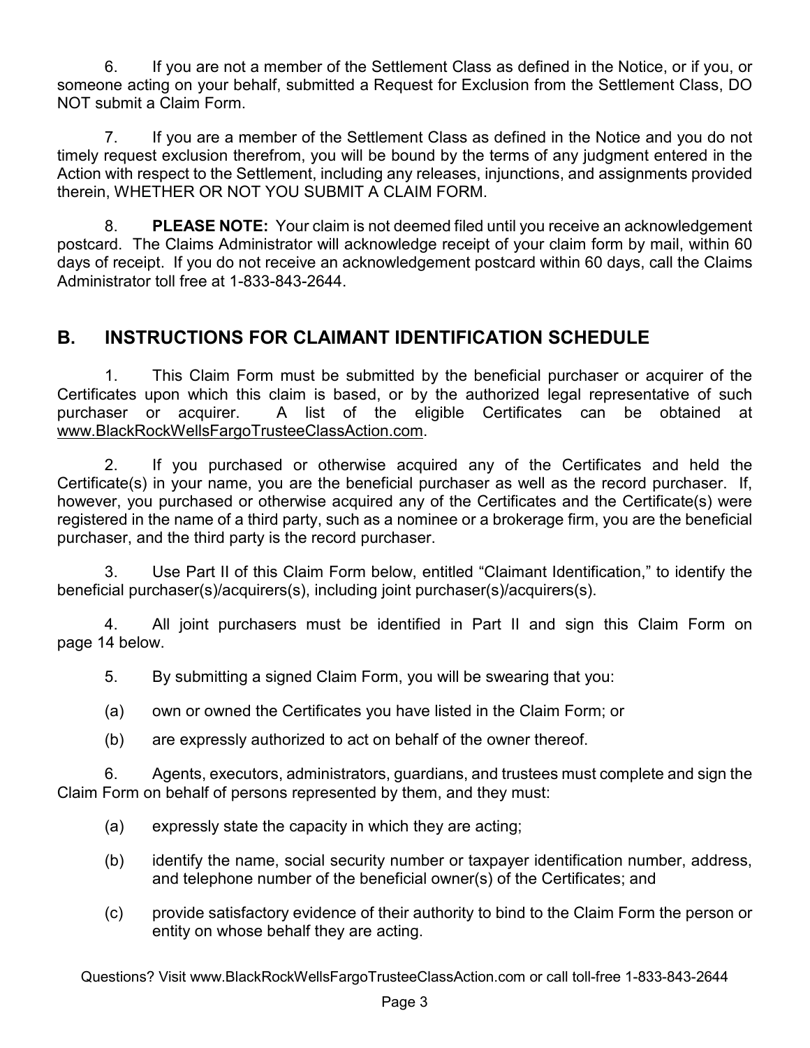6. If you are not a member of the Settlement Class as defined in the Notice, or if you, or someone acting on your behalf, submitted a Request for Exclusion from the Settlement Class, DO NOT submit a Claim Form.

7. If you are a member of the Settlement Class as defined in the Notice and you do not timely request exclusion therefrom, you will be bound by the terms of any judgment entered in the Action with respect to the Settlement, including any releases, injunctions, and assignments provided therein, WHETHER OR NOT YOU SUBMIT A CLAIM FORM.

8. **PLEASE NOTE:** Your claim is not deemed filed until you receive an acknowledgement postcard. The Claims Administrator will acknowledge receipt of your claim form by mail, within 60 days of receipt. If you do not receive an acknowledgement postcard within 60 days, call the Claims Administrator toll free at 1-833-843-2644.

## B. INSTRUCTIONS FOR CLAIMANT IDENTIFICATION SCHEDULE

1. This Claim Form must be submitted by the beneficial purchaser or acquirer of the Certificates upon which this claim is based, or by the authorized legal representative of such purchaser or acquirer. A list of the eligible Certificates can be obtained at www.BlackRockWellsFargoTrusteeClassAction.com.

2. If you purchased or otherwise acquired any of the Certificates and held the Certificate(s) in your name, you are the beneficial purchaser as well as the record purchaser. If, however, you purchased or otherwise acquired any of the Certificates and the Certificate(s) were registered in the name of a third party, such as a nominee or a brokerage firm, you are the beneficial purchaser, and the third party is the record purchaser.

3. Use Part II of this Claim Form below, entitled "Claimant Identification," to identify the beneficial purchaser(s)/acquirers(s), including joint purchaser(s)/acquirers(s).

4. All joint purchasers must be identified in Part II and sign this Claim Form on page 14 below.

5. By submitting a signed Claim Form, you will be swearing that you:

(a) own or owned the Certificates you have listed in the Claim Form; or

(b) are expressly authorized to act on behalf of the owner thereof.

6. Agents, executors, administrators, guardians, and trustees must complete and sign the Claim Form on behalf of persons represented by them, and they must:

(a) expressly state the capacity in which they are acting;

(b) identify the name, social security number or taxpayer identification number, address, and telephone number of the beneficial owner(s) of the Certificates; and

(c) provide satisfactory evidence of their authority to bind to the Claim Form the person or entity on whose behalf they are acting.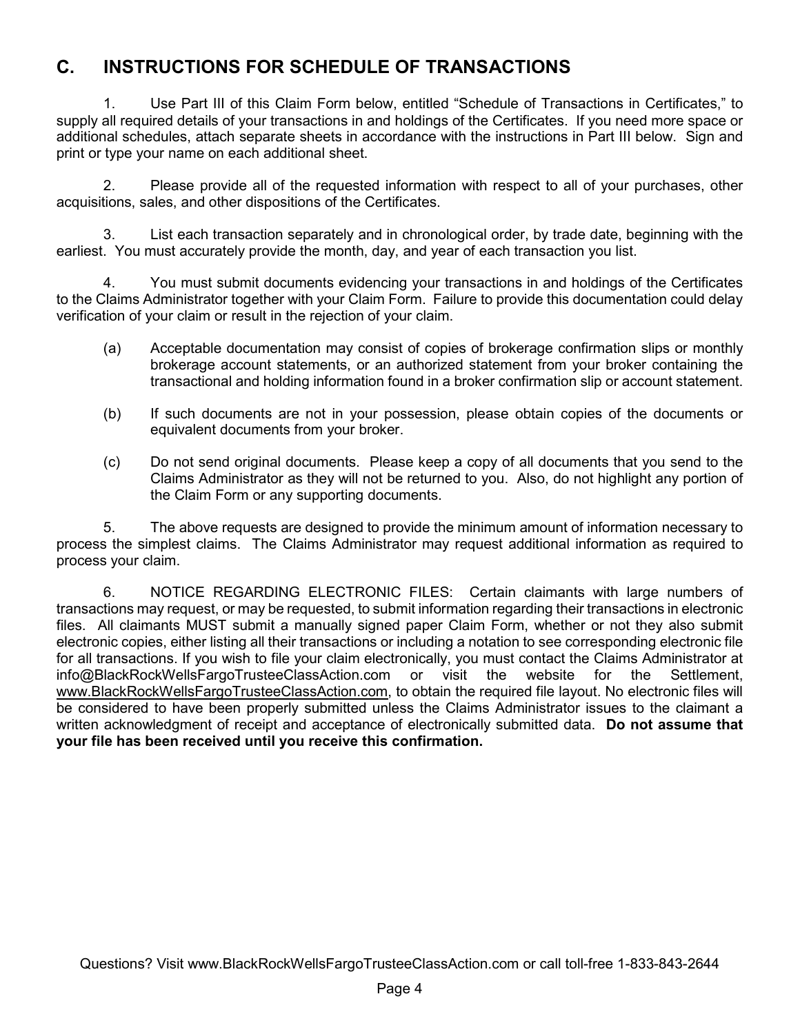## C. INSTRUCTIONS FOR SCHEDULE OF TRANSACTIONS

1. Use Part III of this Claim Form below, entitled "Schedule of Transactions in Certificates," to supply all required details of your transactions in and holdings of the Certificates. If you need more space or additional schedules, attach separate sheets in accordance with the instructions in Part III below. Sign and print or type your name on each additional sheet.

2. Please provide all of the requested information with respect to all of your purchases, other acquisitions, sales, and other dispositions of the Certificates.

3. List each transaction separately and in chronological order, by trade date, beginning with the earliest. You must accurately provide the month, day, and year of each transaction you list.

4. You must submit documents evidencing your transactions in and holdings of the Certificates to the Claims Administrator together with your Claim Form. Failure to provide this documentation could delay verification of your claim or result in the rejection of your claim.

   (a) Acceptable documentation may consist of copies of brokerage confirmation slips or monthly brokerage account statements, or an authorized statement from your broker containing the transactional and holding information found in a broker confirmation slip or account statement.

   (b) If such documents are not in your possession, please obtain copies of the documents or equivalent documents from your broker.

   (c) Do not send original documents. Please keep a copy of all documents that you send to the Claims Administrator as they will not be returned to you. Also, do not highlight any portion of the Claim Form or any supporting documents.

5. The above requests are designed to provide the minimum amount of information necessary to process the simplest claims. The Claims Administrator may request additional information as required to process your claim.

6. NOTICE REGARDING ELECTRONIC FILES: Certain claimants with large numbers of transactions may request, or may be requested, to submit information regarding their transactions in electronic files. All claimants MUST submit a manually signed paper Claim Form, whether or not they also submit electronic copies, either listing all their transactions or including a notation to see corresponding electronic file for all transactions. If you wish to file your claim electronically, you must contact the Claims Administrator at info@BlackRockWellsFargoTrusteeClassAction.com or visit the website for the Settlement, www.BlackRockWellsFargoTrusteeClassAction.com, to obtain the required file layout. No electronic files will be considered to have been properly submitted unless the Claims Administrator issues to the claimant a written acknowledgment of receipt and acceptance of electronically submitted data. **Do not assume that your file has been received until you receive this confirmation.**

Questions? Visit www.BlackRockWellsFargoTrusteeClassAction.com or call toll-free 1-833-843-2644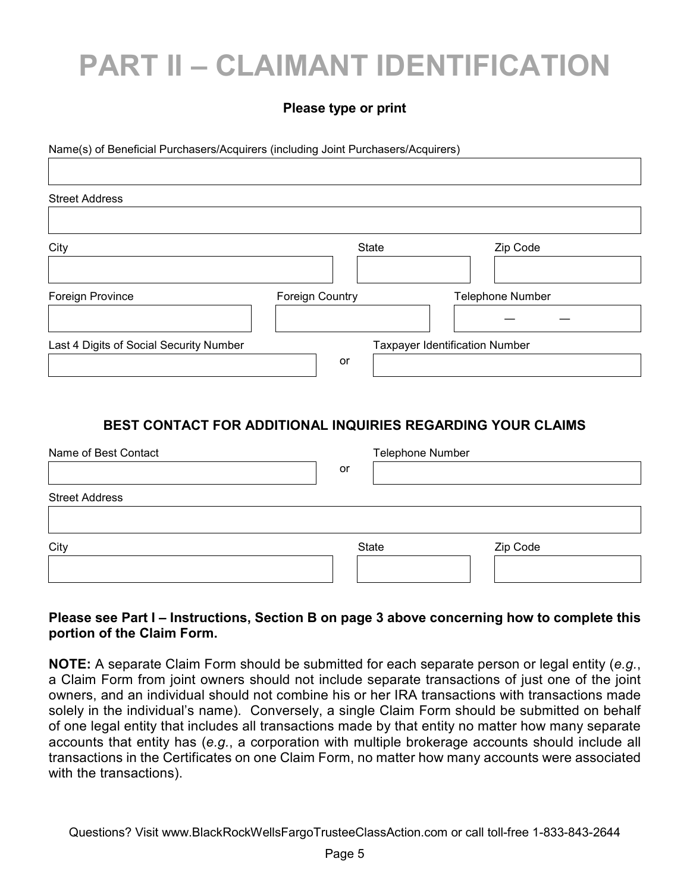# PART II – CLAIMANT IDENTIFICATION

**Please type or print**

Name(s) of Beneficial Purchasers/Acquirers (including Joint Purchasers/Acquirers)

Street Address

| City | State | Zip Code |
|---|---|---|
| | | |

| Foreign Province | Foreign Country | Telephone Number |
|---|---|---|
| | | — — |

| Last 4 Digits of Social Security Number | | Taxpayer Identification Number |
|---|---|---|
| | or | |

### BEST CONTACT FOR ADDITIONAL INQUIRIES REGARDING YOUR CLAIMS

| Name of Best Contact | | Telephone Number |
|---|---|---|
| | or | |

Street Address

| City | State | Zip Code |
|---|---|---|
| | | |

**Please see Part I – Instructions, Section B on page 3 above concerning how to complete this portion of the Claim Form.**

**NOTE:** A separate Claim Form should be submitted for each separate person or legal entity (*e.g.*, a Claim Form from joint owners should not include separate transactions of just one of the joint owners, and an individual should not combine his or her IRA transactions with transactions made solely in the individual's name). Conversely, a single Claim Form should be submitted on behalf of one legal entity that includes all transactions made by that entity no matter how many separate accounts that entity has (*e.g.*, a corporation with multiple brokerage accounts should include all transactions in the Certificates on one Claim Form, no matter how many accounts were associated with the transactions).

Questions? Visit www.BlackRockWellsFargoTrusteeClassAction.com or call toll-free 1-833-843-2644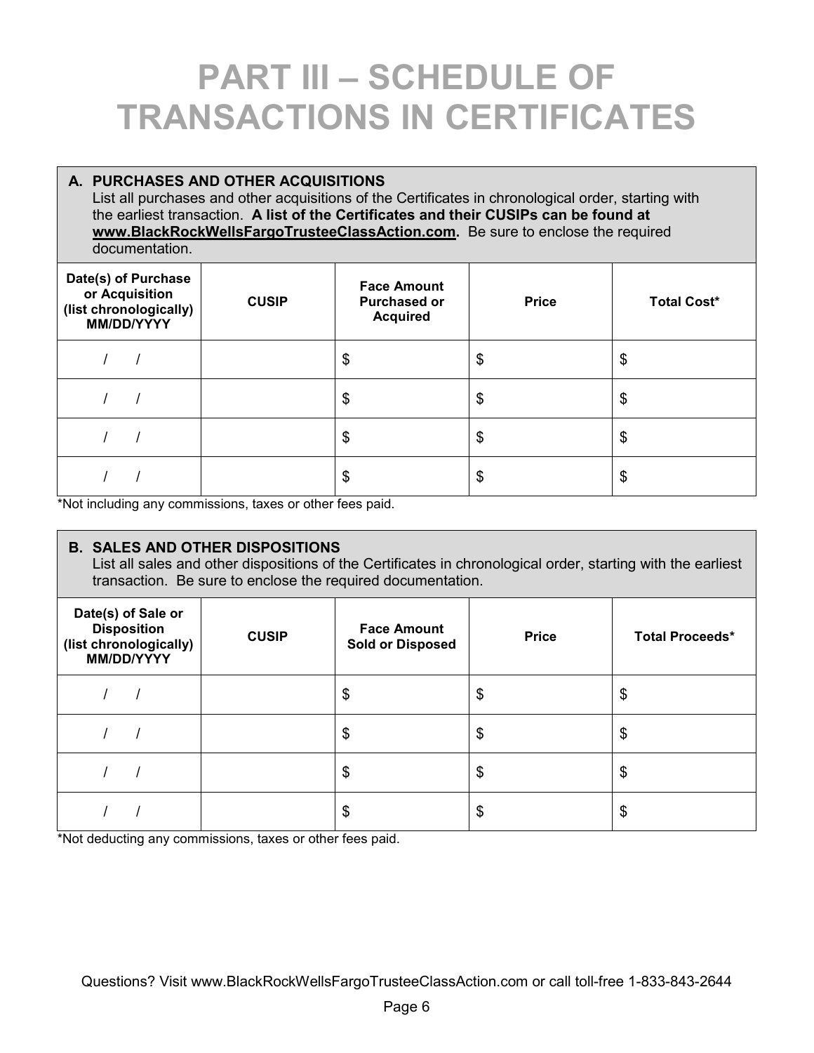# PART III – SCHEDULE OF TRANSACTIONS IN CERTIFICATES

**A. PURCHASES AND OTHER ACQUISITIONS**

List all purchases and other acquisitions of the Certificates in chronological order, starting with the earliest transaction. **A list of the Certificates and their CUSIPs can be found at <u>www.BlackRockWellsFargoTrusteeClassAction.com</u>.** Be sure to enclose the required documentation.

| Date(s) of Purchase or Acquisition (list chronologically) MM/DD/YYYY | CUSIP | Face Amount Purchased or Acquired | Price | Total Cost* |
|---|---|---|---|---|
| / / | | $ | $ | $ |
| / / | | $ | $ | $ |
| / / | | $ | $ | $ |
| / / | | $ | $ | $ |

*Not including any commissions, taxes or other fees paid.

**B. SALES AND OTHER DISPOSITIONS**

List all sales and other dispositions of the Certificates in chronological order, starting with the earliest transaction. Be sure to enclose the required documentation.

| Date(s) of Sale or Disposition (list chronologically) MM/DD/YYYY | CUSIP | Face Amount Sold or Disposed | Price | Total Proceeds* |
|---|---|---|---|---|
| / / | | $ | $ | $ |
| / / | | $ | $ | $ |
| / / | | $ | $ | $ |
| / / | | $ | $ | $ |

*Not deducting any commissions, taxes or other fees paid.

Questions? Visit www.BlackRockWellsFargoTrusteeClassAction.com or call toll-free 1-833-843-2644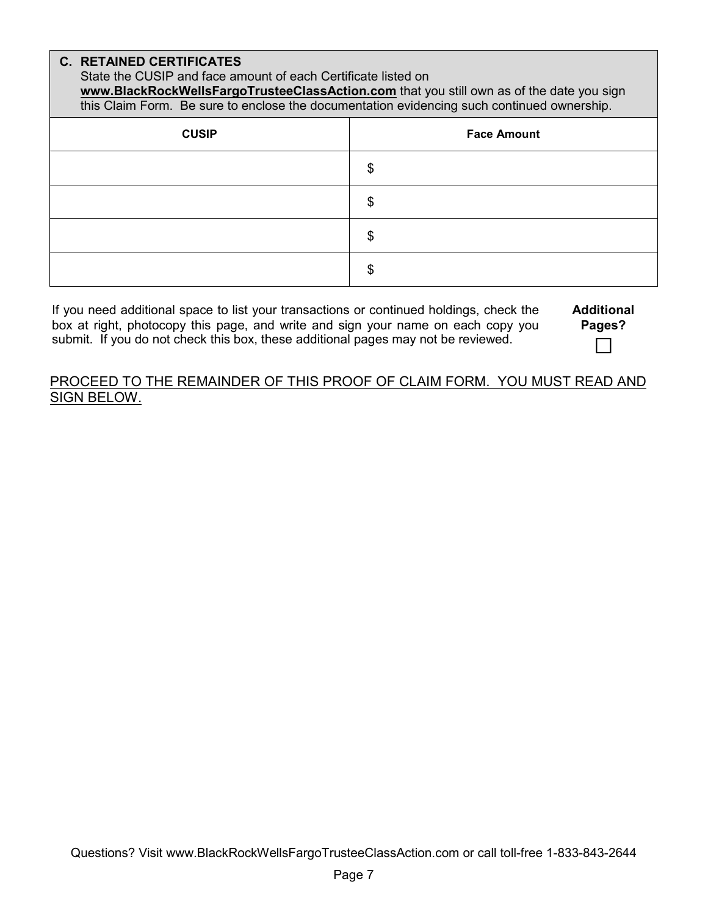**C. RETAINED CERTIFICATES**

State the CUSIP and face amount of each Certificate listed on **www.BlackRockWellsFargoTrusteeClassAction.com** that you still own as of the date you sign this Claim Form. Be sure to enclose the documentation evidencing such continued ownership.

| CUSIP | Face Amount |
|---|---|
| | $ |
| | $ |
| | $ |
| | $ |

If you need additional space to list your transactions or continued holdings, check the box at right, photocopy this page, and write and sign your name on each copy you submit. If you do not check this box, these additional pages may not be reviewed.

**Additional Pages?** ☐

PROCEED TO THE REMAINDER OF THIS PROOF OF CLAIM FORM. YOU MUST READ AND SIGN BELOW.

Questions? Visit www.BlackRockWellsFargoTrusteeClassAction.com or call toll-free 1-833-843-2644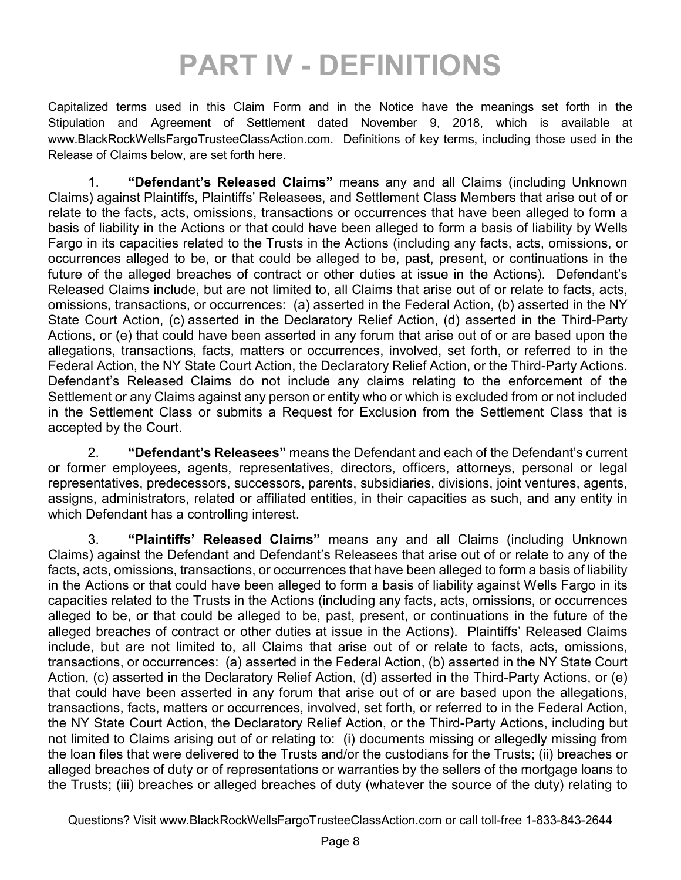# PART IV - DEFINITIONS

Capitalized terms used in this Claim Form and in the Notice have the meanings set forth in the Stipulation and Agreement of Settlement dated November 9, 2018, which is available at www.BlackRockWellsFargoTrusteeClassAction.com. Definitions of key terms, including those used in the Release of Claims below, are set forth here.

1. **"Defendant's Released Claims"** means any and all Claims (including Unknown Claims) against Plaintiffs, Plaintiffs' Releasees, and Settlement Class Members that arise out of or relate to the facts, acts, omissions, transactions or occurrences that have been alleged to form a basis of liability in the Actions or that could have been alleged to form a basis of liability by Wells Fargo in its capacities related to the Trusts in the Actions (including any facts, acts, omissions, or occurrences alleged to be, or that could be alleged to be, past, present, or continuations in the future of the alleged breaches of contract or other duties at issue in the Actions). Defendant's Released Claims include, but are not limited to, all Claims that arise out of or relate to facts, acts, omissions, transactions, or occurrences: (a) asserted in the Federal Action, (b) asserted in the NY State Court Action, (c) asserted in the Declaratory Relief Action, (d) asserted in the Third-Party Actions, or (e) that could have been asserted in any forum that arise out of or are based upon the allegations, transactions, facts, matters or occurrences, involved, set forth, or referred to in the Federal Action, the NY State Court Action, the Declaratory Relief Action, or the Third-Party Actions. Defendant's Released Claims do not include any claims relating to the enforcement of the Settlement or any Claims against any person or entity who or which is excluded from or not included in the Settlement Class or submits a Request for Exclusion from the Settlement Class that is accepted by the Court.

2. **"Defendant's Releasees"** means the Defendant and each of the Defendant's current or former employees, agents, representatives, directors, officers, attorneys, personal or legal representatives, predecessors, successors, parents, subsidiaries, divisions, joint ventures, agents, assigns, administrators, related or affiliated entities, in their capacities as such, and any entity in which Defendant has a controlling interest.

3. **"Plaintiffs' Released Claims"** means any and all Claims (including Unknown Claims) against the Defendant and Defendant's Releasees that arise out of or relate to any of the facts, acts, omissions, transactions, or occurrences that have been alleged to form a basis of liability in the Actions or that could have been alleged to form a basis of liability against Wells Fargo in its capacities related to the Trusts in the Actions (including any facts, acts, omissions, or occurrences alleged to be, or that could be alleged to be, past, present, or continuations in the future of the alleged breaches of contract or other duties at issue in the Actions). Plaintiffs' Released Claims include, but are not limited to, all Claims that arise out of or relate to facts, acts, omissions, transactions, or occurrences: (a) asserted in the Federal Action, (b) asserted in the NY State Court Action, (c) asserted in the Declaratory Relief Action, (d) asserted in the Third-Party Actions, or (e) that could have been asserted in any forum that arise out of or are based upon the allegations, transactions, facts, matters or occurrences, involved, set forth, or referred to in the Federal Action, the NY State Court Action, the Declaratory Relief Action, or the Third-Party Actions, including but not limited to Claims arising out of or relating to: (i) documents missing or allegedly missing from the loan files that were delivered to the Trusts and/or the custodians for the Trusts; (ii) breaches or alleged breaches of duty or of representations or warranties by the sellers of the mortgage loans to the Trusts; (iii) breaches or alleged breaches of duty (whatever the source of the duty) relating to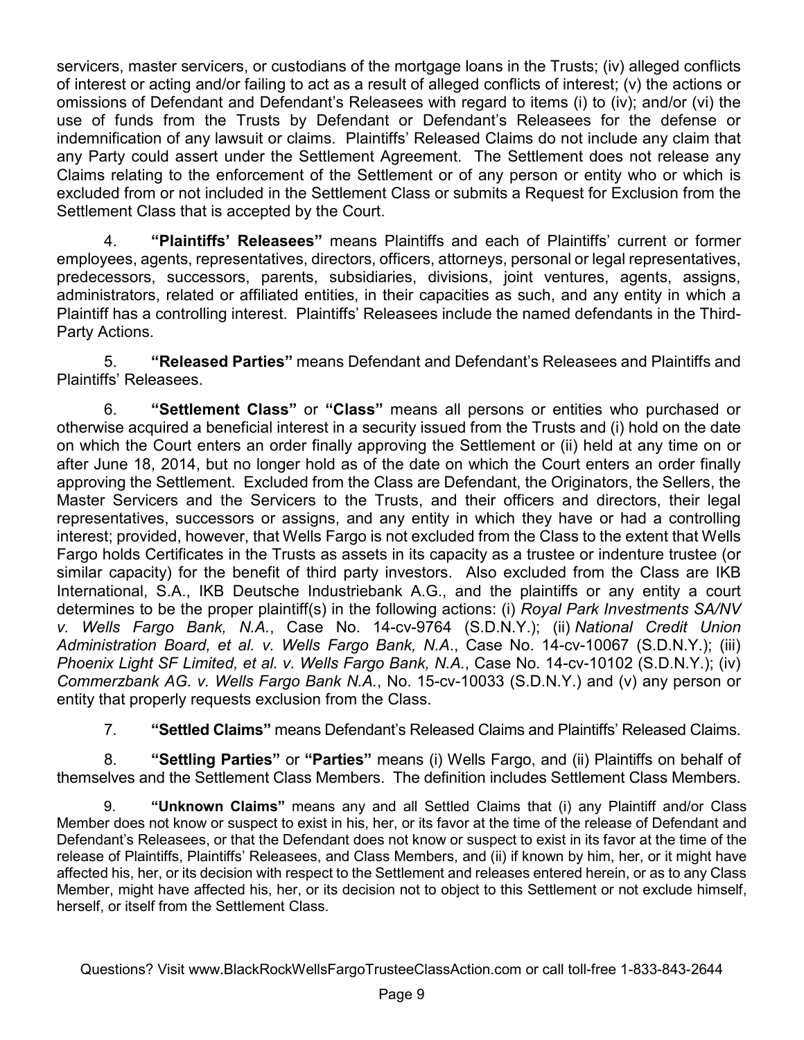servicers, master servicers, or custodians of the mortgage loans in the Trusts; (iv) alleged conflicts of interest or acting and/or failing to act as a result of alleged conflicts of interest; (v) the actions or omissions of Defendant and Defendant's Releasees with regard to items (i) to (iv); and/or (vi) the use of funds from the Trusts by Defendant or Defendant's Releasees for the defense or indemnification of any lawsuit or claims. Plaintiffs' Released Claims do not include any claim that any Party could assert under the Settlement Agreement. The Settlement does not release any Claims relating to the enforcement of the Settlement or of any person or entity who or which is excluded from or not included in the Settlement Class or submits a Request for Exclusion from the Settlement Class that is accepted by the Court.

4. **"Plaintiffs' Releasees"** means Plaintiffs and each of Plaintiffs' current or former employees, agents, representatives, directors, officers, attorneys, personal or legal representatives, predecessors, successors, parents, subsidiaries, divisions, joint ventures, agents, assigns, administrators, related or affiliated entities, in their capacities as such, and any entity in which a Plaintiff has a controlling interest. Plaintiffs' Releasees include the named defendants in the Third-Party Actions.

5. **"Released Parties"** means Defendant and Defendant's Releasees and Plaintiffs and Plaintiffs' Releasees.

6. **"Settlement Class"** or **"Class"** means all persons or entities who purchased or otherwise acquired a beneficial interest in a security issued from the Trusts and (i) hold on the date on which the Court enters an order finally approving the Settlement or (ii) held at any time on or after June 18, 2014, but no longer hold as of the date on which the Court enters an order finally approving the Settlement. Excluded from the Class are Defendant, the Originators, the Sellers, the Master Servicers and the Servicers to the Trusts, and their officers and directors, their legal representatives, successors or assigns, and any entity in which they have or had a controlling interest; provided, however, that Wells Fargo is not excluded from the Class to the extent that Wells Fargo holds Certificates in the Trusts as assets in its capacity as a trustee or indenture trustee (or similar capacity) for the benefit of third party investors. Also excluded from the Class are IKB International, S.A., IKB Deutsche Industriebank A.G., and the plaintiffs or any entity a court determines to be the proper plaintiff(s) in the following actions: (i) *Royal Park Investments SA/NV v. Wells Fargo Bank, N.A.*, Case No. 14-cv-9764 (S.D.N.Y.); (ii) *National Credit Union Administration Board, et al. v. Wells Fargo Bank, N.A.*, Case No. 14-cv-10067 (S.D.N.Y.); (iii) *Phoenix Light SF Limited, et al. v. Wells Fargo Bank, N.A.*, Case No. 14-cv-10102 (S.D.N.Y.); (iv) *Commerzbank AG. v. Wells Fargo Bank N.A.*, No. 15-cv-10033 (S.D.N.Y.) and (v) any person or entity that properly requests exclusion from the Class.

7. **"Settled Claims"** means Defendant's Released Claims and Plaintiffs' Released Claims.

8. **"Settling Parties"** or **"Parties"** means (i) Wells Fargo, and (ii) Plaintiffs on behalf of themselves and the Settlement Class Members. The definition includes Settlement Class Members.

9. **"Unknown Claims"** means any and all Settled Claims that (i) any Plaintiff and/or Class Member does not know or suspect to exist in his, her, or its favor at the time of the release of Defendant and Defendant's Releasees, or that the Defendant does not know or suspect to exist in its favor at the time of the release of Plaintiffs, Plaintiffs' Releasees, and Class Members, and (ii) if known by him, her, or it might have affected his, her, or its decision with respect to the Settlement and releases entered herein, or as to any Class Member, might have affected his, her, or its decision not to object to this Settlement or not exclude himself, herself, or itself from the Settlement Class.

Questions? Visit www.BlackRockWellsFargoTrusteeClassAction.com or call toll-free 1-833-843-2644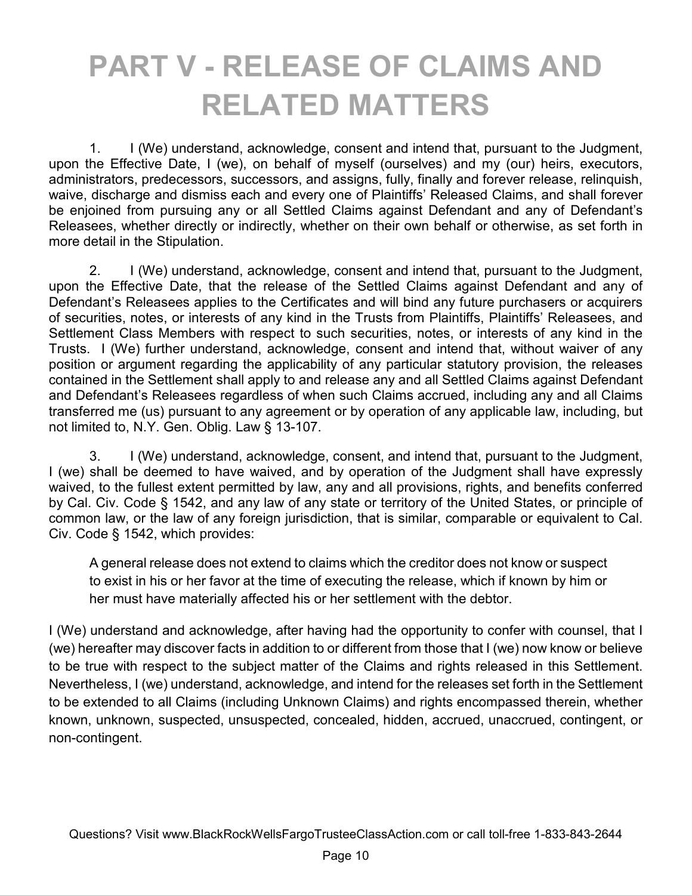# PART V - RELEASE OF CLAIMS AND RELATED MATTERS

1. I (We) understand, acknowledge, consent and intend that, pursuant to the Judgment, upon the Effective Date, I (we), on behalf of myself (ourselves) and my (our) heirs, executors, administrators, predecessors, successors, and assigns, fully, finally and forever release, relinquish, waive, discharge and dismiss each and every one of Plaintiffs' Released Claims, and shall forever be enjoined from pursuing any or all Settled Claims against Defendant and any of Defendant's Releasees, whether directly or indirectly, whether on their own behalf or otherwise, as set forth in more detail in the Stipulation.

2. I (We) understand, acknowledge, consent and intend that, pursuant to the Judgment, upon the Effective Date, that the release of the Settled Claims against Defendant and any of Defendant's Releasees applies to the Certificates and will bind any future purchasers or acquirers of securities, notes, or interests of any kind in the Trusts from Plaintiffs, Plaintiffs' Releasees, and Settlement Class Members with respect to such securities, notes, or interests of any kind in the Trusts. I (We) further understand, acknowledge, consent and intend that, without waiver of any position or argument regarding the applicability of any particular statutory provision, the releases contained in the Settlement shall apply to and release any and all Settled Claims against Defendant and Defendant's Releasees regardless of when such Claims accrued, including any and all Claims transferred me (us) pursuant to any agreement or by operation of any applicable law, including, but not limited to, N.Y. Gen. Oblig. Law § 13-107.

3. I (We) understand, acknowledge, consent, and intend that, pursuant to the Judgment, I (we) shall be deemed to have waived, and by operation of the Judgment shall have expressly waived, to the fullest extent permitted by law, any and all provisions, rights, and benefits conferred by Cal. Civ. Code § 1542, and any law of any state or territory of the United States, or principle of common law, or the law of any foreign jurisdiction, that is similar, comparable or equivalent to Cal. Civ. Code § 1542, which provides:

> A general release does not extend to claims which the creditor does not know or suspect to exist in his or her favor at the time of executing the release, which if known by him or her must have materially affected his or her settlement with the debtor.

I (We) understand and acknowledge, after having had the opportunity to confer with counsel, that I (we) hereafter may discover facts in addition to or different from those that I (we) now know or believe to be true with respect to the subject matter of the Claims and rights released in this Settlement. Nevertheless, I (we) understand, acknowledge, and intend for the releases set forth in the Settlement to be extended to all Claims (including Unknown Claims) and rights encompassed therein, whether known, unknown, suspected, unsuspected, concealed, hidden, accrued, unaccrued, contingent, or non-contingent.

Questions? Visit www.BlackRockWellsFargoTrusteeClassAction.com or call toll-free 1-833-843-2644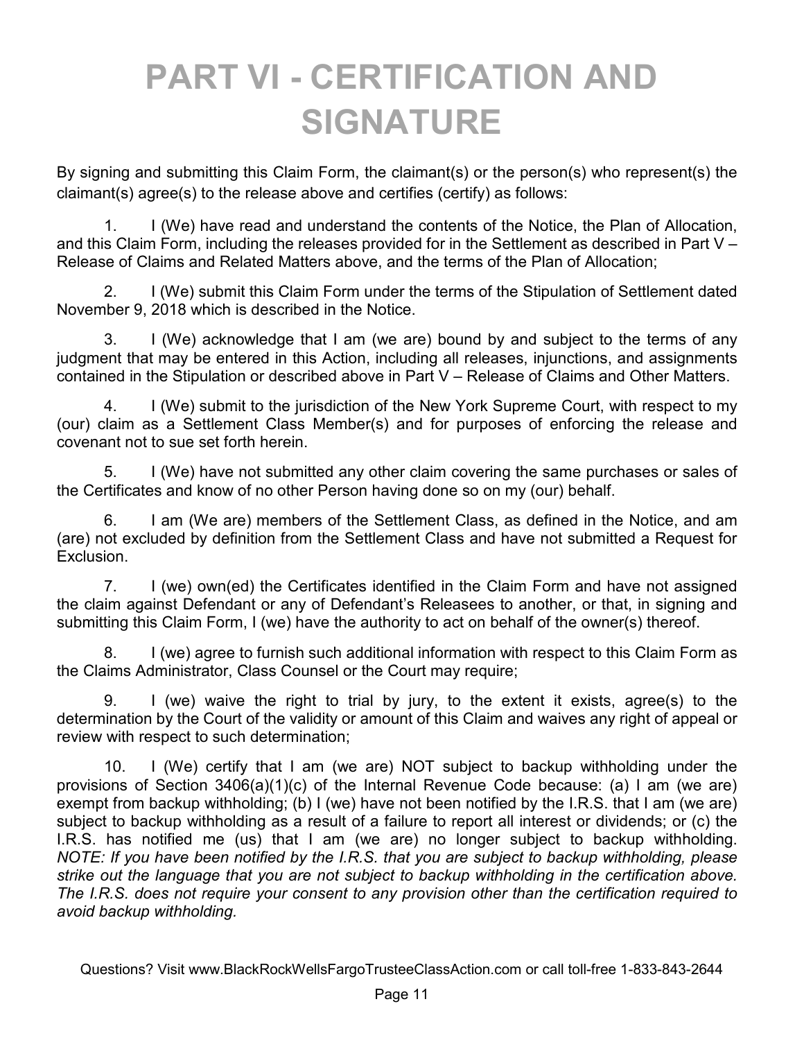# PART VI - CERTIFICATION AND SIGNATURE

By signing and submitting this Claim Form, the claimant(s) or the person(s) who represent(s) the claimant(s) agree(s) to the release above and certifies (certify) as follows:

1. I (We) have read and understand the contents of the Notice, the Plan of Allocation, and this Claim Form, including the releases provided for in the Settlement as described in Part V – Release of Claims and Related Matters above, and the terms of the Plan of Allocation;

2. I (We) submit this Claim Form under the terms of the Stipulation of Settlement dated November 9, 2018 which is described in the Notice.

3. I (We) acknowledge that I am (we are) bound by and subject to the terms of any judgment that may be entered in this Action, including all releases, injunctions, and assignments contained in the Stipulation or described above in Part V – Release of Claims and Other Matters.

4. I (We) submit to the jurisdiction of the New York Supreme Court, with respect to my (our) claim as a Settlement Class Member(s) and for purposes of enforcing the release and covenant not to sue set forth herein.

5. I (We) have not submitted any other claim covering the same purchases or sales of the Certificates and know of no other Person having done so on my (our) behalf.

6. I am (We are) members of the Settlement Class, as defined in the Notice, and am (are) not excluded by definition from the Settlement Class and have not submitted a Request for Exclusion.

7. I (we) own(ed) the Certificates identified in the Claim Form and have not assigned the claim against Defendant or any of Defendant's Releasees to another, or that, in signing and submitting this Claim Form, I (we) have the authority to act on behalf of the owner(s) thereof.

8. I (we) agree to furnish such additional information with respect to this Claim Form as the Claims Administrator, Class Counsel or the Court may require;

9. I (we) waive the right to trial by jury, to the extent it exists, agree(s) to the determination by the Court of the validity or amount of this Claim and waives any right of appeal or review with respect to such determination;

10. I (We) certify that I am (we are) NOT subject to backup withholding under the provisions of Section 3406(a)(1)(c) of the Internal Revenue Code because: (a) I am (we are) exempt from backup withholding; (b) I (we) have not been notified by the I.R.S. that I am (we are) subject to backup withholding as a result of a failure to report all interest or dividends; or (c) the I.R.S. has notified me (us) that I am (we are) no longer subject to backup withholding. *NOTE: If you have been notified by the I.R.S. that you are subject to backup withholding, please strike out the language that you are not subject to backup withholding in the certification above. The I.R.S. does not require your consent to any provision other than the certification required to avoid backup withholding.*

Questions? Visit www.BlackRockWellsFargoTrusteeClassAction.com or call toll-free 1-833-843-2644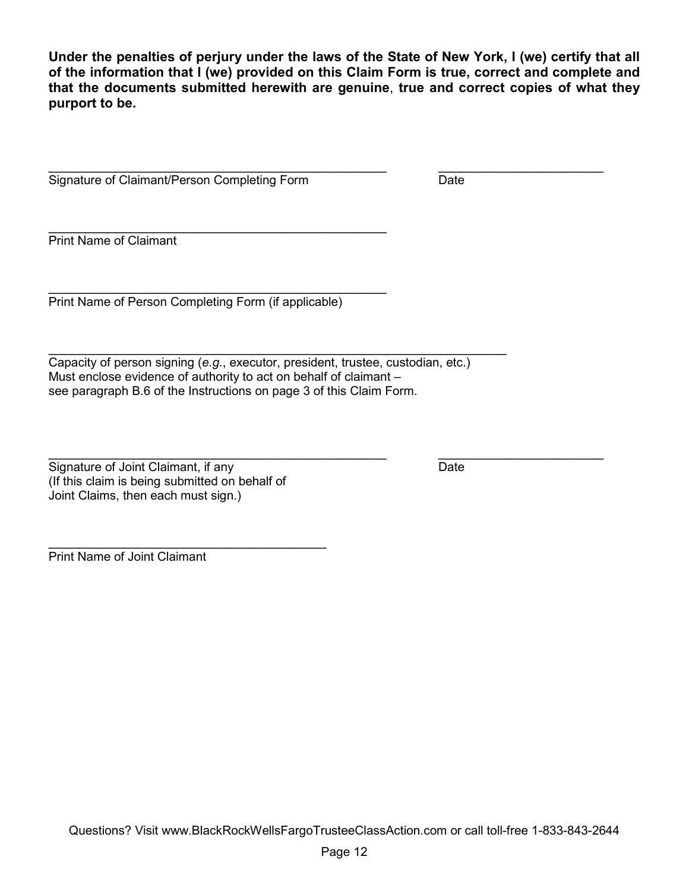**Under the penalties of perjury under the laws of the State of New York, I (we) certify that all of the information that I (we) provided on this Claim Form is true, correct and complete and that the documents submitted herewith are genuine, true and correct copies of what they purport to be.**

_______________________________________________ &nbsp;&nbsp;&nbsp;&nbsp;&nbsp;&nbsp;&nbsp;&nbsp; _______________________
Signature of Claimant/Person Completing Form &nbsp;&nbsp;&nbsp;&nbsp;&nbsp;&nbsp;&nbsp;&nbsp; Date

_______________________________________________
Print Name of Claimant

_______________________________________________
Print Name of Person Completing Form (if applicable)

_______________________________________________________________
Capacity of person signing (*e.g.*, executor, president, trustee, custodian, etc.)
Must enclose evidence of authority to act on behalf of claimant –
see paragraph B.6 of the Instructions on page 3 of this Claim Form.

_______________________________________________ &nbsp;&nbsp;&nbsp;&nbsp;&nbsp;&nbsp;&nbsp;&nbsp; _______________________
Signature of Joint Claimant, if any &nbsp;&nbsp;&nbsp;&nbsp;&nbsp;&nbsp;&nbsp;&nbsp; Date
(If this claim is being submitted on behalf of
Joint Claims, then each must sign.)

_______________________________________
Print Name of Joint Claimant

Questions? Visit www.BlackRockWellsFargoTrusteeClassAction.com or call toll-free 1-833-843-2644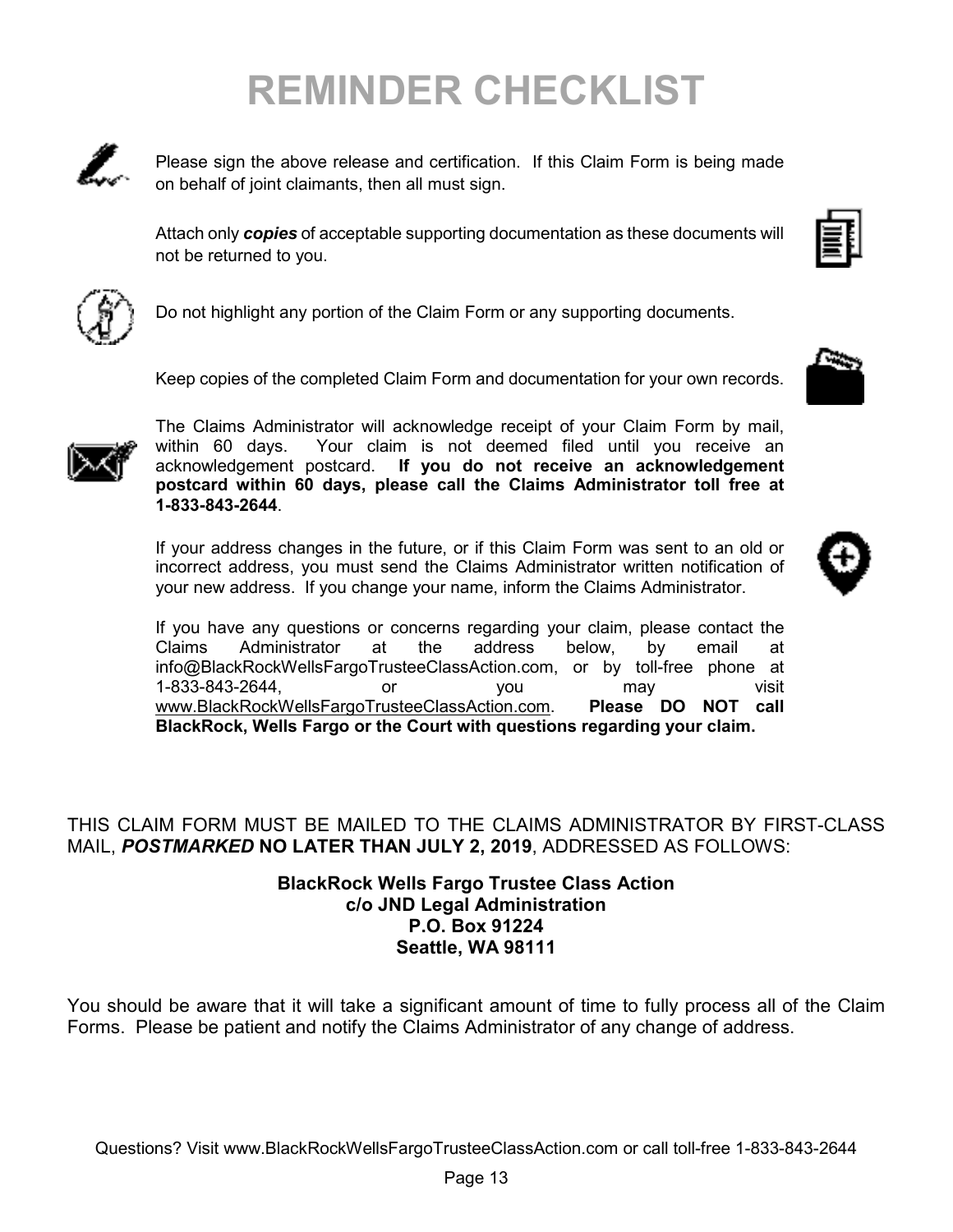# REMINDER CHECKLIST

Please sign the above release and certification. If this Claim Form is being made on behalf of joint claimants, then all must sign.

Attach only ***copies*** of acceptable supporting documentation as these documents will not be returned to you.

Do not highlight any portion of the Claim Form or any supporting documents.

Keep copies of the completed Claim Form and documentation for your own records.

The Claims Administrator will acknowledge receipt of your Claim Form by mail, within 60 days. Your claim is not deemed filed until you receive an acknowledgement postcard. **If you do not receive an acknowledgement postcard within 60 days, please call the Claims Administrator toll free at 1-833-843-2644**.

If your address changes in the future, or if this Claim Form was sent to an old or incorrect address, you must send the Claims Administrator written notification of your new address. If you change your name, inform the Claims Administrator.

If you have any questions or concerns regarding your claim, please contact the Claims Administrator at the address below, by email at info@BlackRockWellsFargoTrusteeClassAction.com, or by toll-free phone at 1-833-843-2644, or you may visit www.BlackRockWellsFargoTrusteeClassAction.com. **Please DO NOT call BlackRock, Wells Fargo or the Court with questions regarding your claim.**

THIS CLAIM FORM MUST BE MAILED TO THE CLAIMS ADMINISTRATOR BY FIRST-CLASS MAIL, ***POSTMARKED*** **NO LATER THAN JULY 2, 2019**, ADDRESSED AS FOLLOWS:

**BlackRock Wells Fargo Trustee Class Action**
**c/o JND Legal Administration**
**P.O. Box 91224**
**Seattle, WA 98111**

You should be aware that it will take a significant amount of time to fully process all of the Claim Forms. Please be patient and notify the Claims Administrator of any change of address.